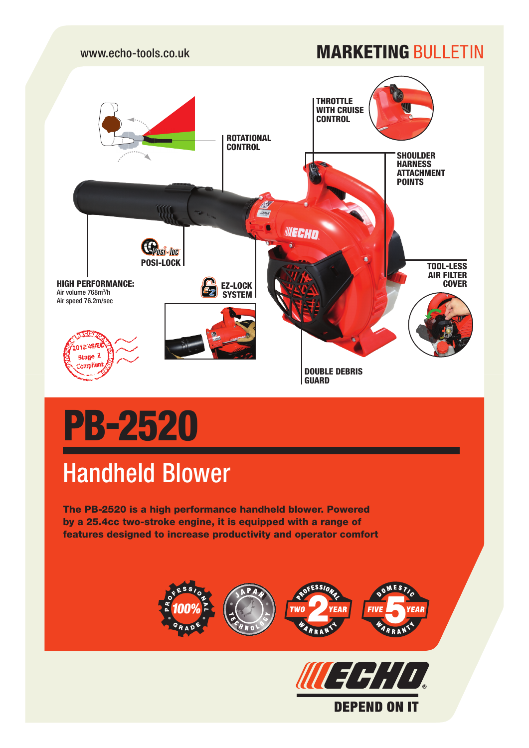www.echo-tools.co.uk

**MARKETING** BULLETIN

THROTTLE WITH CRUISE CONTROL

ROTATIONAL CONTROL

SHOULDER HARNESS ATTACHMENT POINTS

POSI-LOCK

TOOL-LESS AIR FILTER COVER

**HIGH PERFORMANCE:**
Air volume 768m³/h
Air speed 76.2m/sec

EZ-LOCK SYSTEM

2012/46/EC Stage II Compliant

DOUBLE DEBRIS GUARD

# PB-2520

## Handheld Blower

**The PB-2520 is a high performance handheld blower. Powered by a 25.4cc two-stroke engine, it is equipped with a range of features designed to increase productivity and operator comfort**

100% Professional Grade

Japan Technology

Professional Two Year Warranty

Domestic Five Year Warranty

ECHO

DEPEND ON IT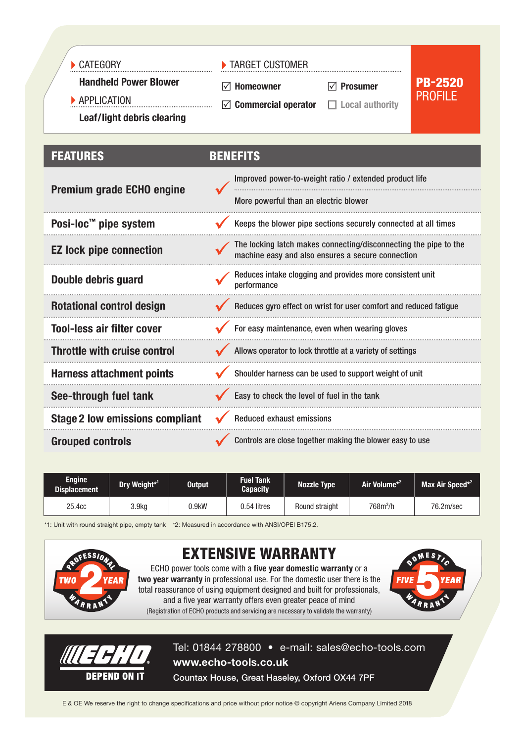**CATEGORY**

Handheld Power Blower

**APPLICATION**

Leaf/light debris clearing

**TARGET CUSTOMER**

- ☑ Homeowner
- ☑ Prosumer
- ☑ Commercial operator
- ☐ Local authority

## PB-2520 PROFILE

| FEATURES | BENEFITS |
|---|---|
| Premium grade ECHO engine | ✓ Improved power-to-weight ratio / extended product life<br>More powerful than an electric blower |
| Posi-loc™ pipe system | ✓ Keeps the blower pipe sections securely connected at all times |
| EZ lock pipe connection | ✓ The locking latch makes connecting/disconnecting the pipe to the machine easy and also ensures a secure connection |
| Double debris guard | ✓ Reduces intake clogging and provides more consistent unit performance |
| Rotational control design | ✓ Reduces gyro effect on wrist for user comfort and reduced fatigue |
| Tool-less air filter cover | ✓ For easy maintenance, even when wearing gloves |
| Throttle with cruise control | ✓ Allows operator to lock throttle at a variety of settings |
| Harness attachment points | ✓ Shoulder harness can be used to support weight of unit |
| See-through fuel tank | ✓ Easy to check the level of fuel in the tank |
| Stage 2 low emissions compliant | ✓ Reduced exhaust emissions |
| Grouped controls | ✓ Controls are close together making the blower easy to use |

| Engine Displacement | Dry Weight*[1] | Output | Fuel Tank Capacity | Nozzle Type | Air Volume*[2] | Max Air Speed*[2] |
|---|---|---|---|---|---|---|
| 25.4cc | 3.9kg | 0.9kW | 0.54 litres | Round straight | 768m$^3$/h | 76.2m/sec |

*1: Unit with round straight pipe, empty tank *2: Measured in accordance with ANSI/OPEI B175.2.

## EXTENSIVE WARRANTY

PROFESSIONAL TWO 2 YEAR WARRANTY

ECHO power tools come with a **five year domestic warranty** or a **two year warranty** in professional use. For the domestic user there is the total reassurance of using equipment designed and built for professionals, and a five year warranty offers even greater peace of mind

(Registration of ECHO products and servicing are necessary to validate the warranty)

DOMESTIC FIVE 5 YEAR WARRANTY

ECHO DEPEND ON IT

Tel: 01844 278800 • e-mail: sales@echo-tools.com

**www.echo-tools.co.uk**

Countax House, Great Haseley, Oxford OX44 7PF

E & OE We reserve the right to change specifications and price without prior notice © copyright Ariens Company Limited 2018